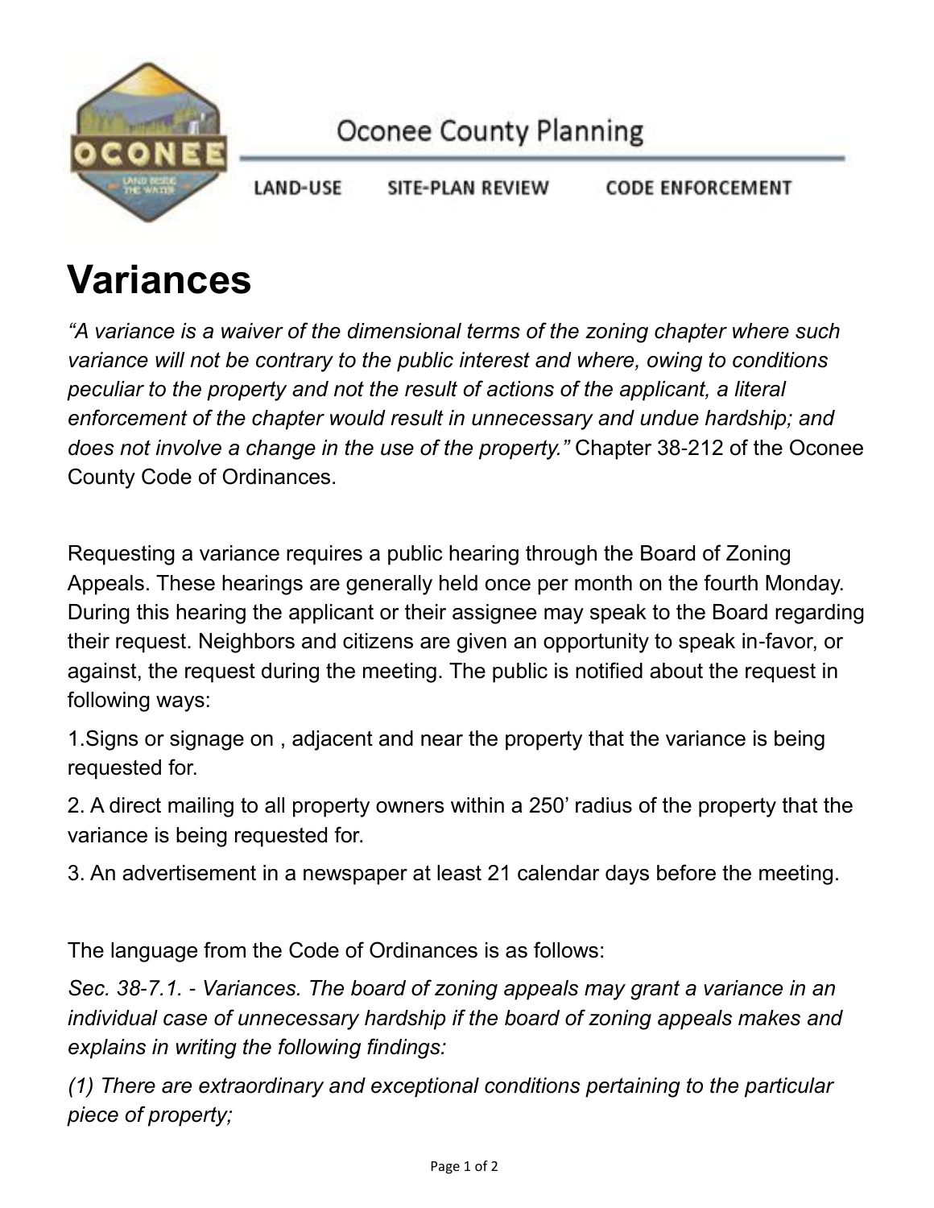Oconee County Planning

LAND-USE SITE-PLAN REVIEW CODE ENFORCEMENT

# Variances

*"A variance is a waiver of the dimensional terms of the zoning chapter where such variance will not be contrary to the public interest and where, owing to conditions peculiar to the property and not the result of actions of the applicant, a literal enforcement of the chapter would result in unnecessary and undue hardship; and does not involve a change in the use of the property."* Chapter 38-212 of the Oconee County Code of Ordinances.

Requesting a variance requires a public hearing through the Board of Zoning Appeals. These hearings are generally held once per month on the fourth Monday. During this hearing the applicant or their assignee may speak to the Board regarding their request. Neighbors and citizens are given an opportunity to speak in-favor, or against, the request during the meeting. The public is notified about the request in following ways:

1.Signs or signage on , adjacent and near the property that the variance is being requested for.

2. A direct mailing to all property owners within a 250' radius of the property that the variance is being requested for.

3. An advertisement in a newspaper at least 21 calendar days before the meeting.

The language from the Code of Ordinances is as follows:

*Sec. 38-7.1. - Variances. The board of zoning appeals may grant a variance in an individual case of unnecessary hardship if the board of zoning appeals makes and explains in writing the following findings:*

*(1) There are extraordinary and exceptional conditions pertaining to the particular piece of property;*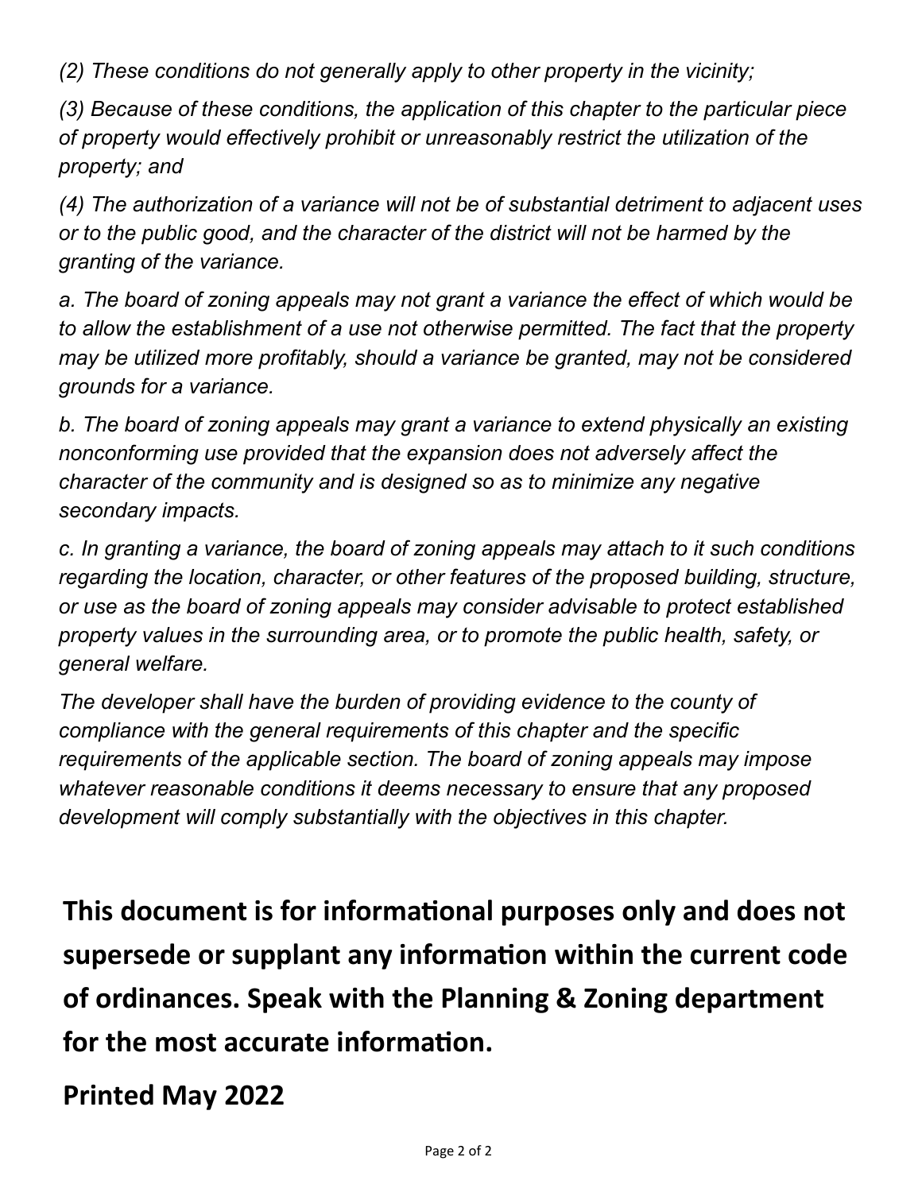*(2) These conditions do not generally apply to other property in the vicinity;*

*(3) Because of these conditions, the application of this chapter to the particular piece of property would effectively prohibit or unreasonably restrict the utilization of the property; and*

*(4) The authorization of a variance will not be of substantial detriment to adjacent uses or to the public good, and the character of the district will not be harmed by the granting of the variance.*

*a. The board of zoning appeals may not grant a variance the effect of which would be to allow the establishment of a use not otherwise permitted. The fact that the property may be utilized more profitably, should a variance be granted, may not be considered grounds for a variance.*

*b. The board of zoning appeals may grant a variance to extend physically an existing nonconforming use provided that the expansion does not adversely affect the character of the community and is designed so as to minimize any negative secondary impacts.*

*c. In granting a variance, the board of zoning appeals may attach to it such conditions regarding the location, character, or other features of the proposed building, structure, or use as the board of zoning appeals may consider advisable to protect established property values in the surrounding area, or to promote the public health, safety, or general welfare.*

*The developer shall have the burden of providing evidence to the county of compliance with the general requirements of this chapter and the specific requirements of the applicable section. The board of zoning appeals may impose whatever reasonable conditions it deems necessary to ensure that any proposed development will comply substantially with the objectives in this chapter.*

**This document is for informational purposes only and does not supersede or supplant any information within the current code of ordinances. Speak with the Planning & Zoning department for the most accurate information.**

**Printed May 2022**